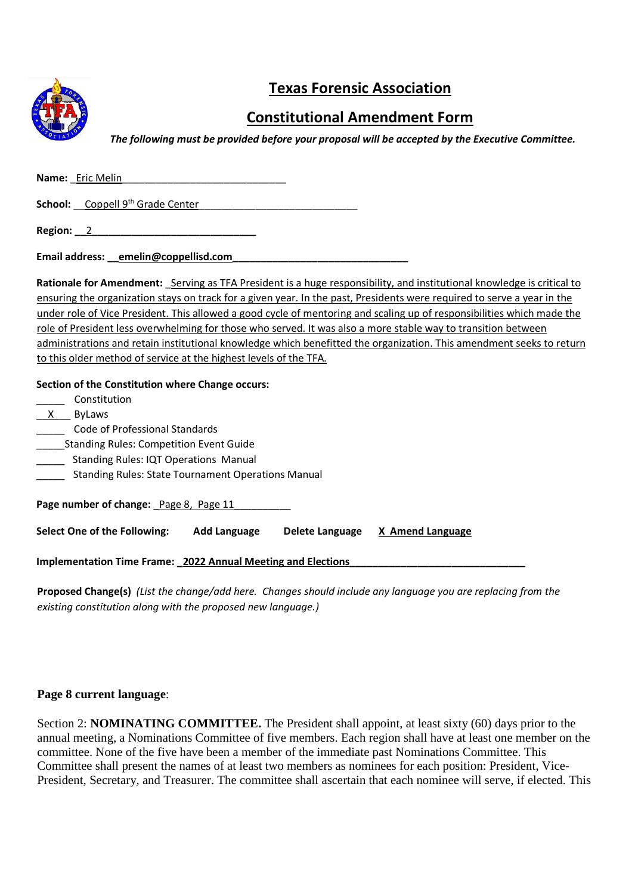# Texas Forensic Association

## Constitutional Amendment Form

***The following must be provided before your proposal will be accepted by the Executive Committee.***

**Name:** Eric Melin

**School:** Coppell 9th Grade Center

**Region:** 2

**Email address:** **emelin@coppellisd.com**

**Rationale for Amendment:** Serving as TFA President is a huge responsibility, and institutional knowledge is critical to ensuring the organization stays on track for a given year. In the past, Presidents were required to serve a year in the under role of Vice President. This allowed a good cycle of mentoring and scaling up of responsibilities which made the role of President less overwhelming for those who served. It was also a more stable way to transition between administrations and retain institutional knowledge which benefitted the organization. This amendment seeks to return to this older method of service at the highest levels of the TFA.

**Section of the Constitution where Change occurs:**

- _____ Constitution
- __X___ ByLaws
- _____ Code of Professional Standards
- _____Standing Rules: Competition Event Guide
- _____ Standing Rules: IQT Operations Manual
- _____ Standing Rules: State Tournament Operations Manual

**Page number of change:** Page 8, Page 11

**Select One of the Following:** **Add Language** **Delete Language** **X Amend Language**

**Implementation Time Frame:** **2022 Annual Meeting and Elections**

**Proposed Change(s)** *(List the change/add here. Changes should include any language you are replacing from the existing constitution along with the proposed new language.)*

**Page 8 current language**:

Section 2: **NOMINATING COMMITTEE.** The President shall appoint, at least sixty (60) days prior to the annual meeting, a Nominations Committee of five members. Each region shall have at least one member on the committee. None of the five have been a member of the immediate past Nominations Committee. This Committee shall present the names of at least two members as nominees for each position: President, Vice-President, Secretary, and Treasurer. The committee shall ascertain that each nominee will serve, if elected. This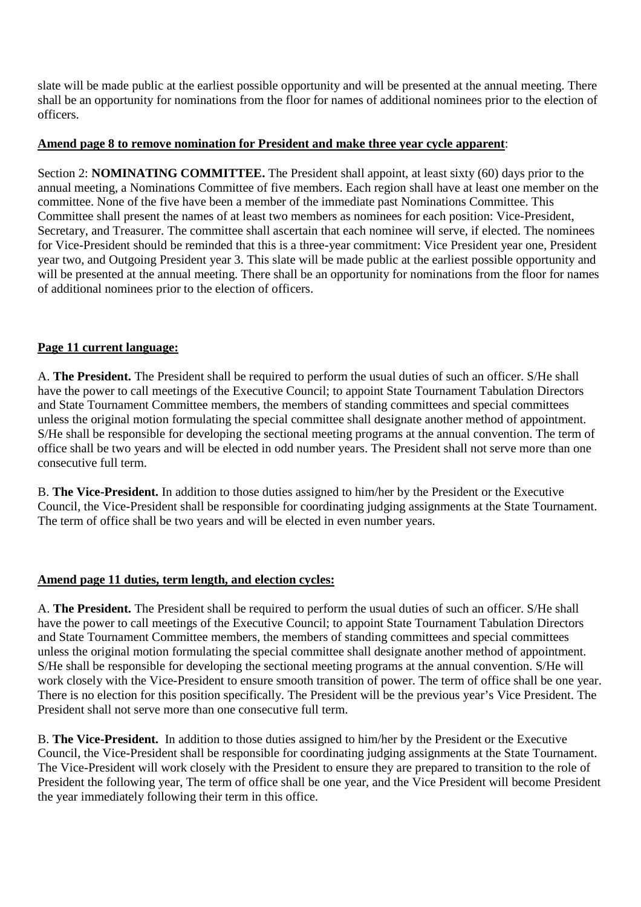slate will be made public at the earliest possible opportunity and will be presented at the annual meeting. There shall be an opportunity for nominations from the floor for names of additional nominees prior to the election of officers.

**Amend page 8 to remove nomination for President and make three year cycle apparent**:

Section 2: **NOMINATING COMMITTEE.** The President shall appoint, at least sixty (60) days prior to the annual meeting, a Nominations Committee of five members. Each region shall have at least one member on the committee. None of the five have been a member of the immediate past Nominations Committee. This Committee shall present the names of at least two members as nominees for each position: Vice-President, Secretary, and Treasurer. The committee shall ascertain that each nominee will serve, if elected. The nominees for Vice-President should be reminded that this is a three-year commitment: Vice President year one, President year two, and Outgoing President year 3. This slate will be made public at the earliest possible opportunity and will be presented at the annual meeting. There shall be an opportunity for nominations from the floor for names of additional nominees prior to the election of officers.

**Page 11 current language:**

A. **The President.** The President shall be required to perform the usual duties of such an officer. S/He shall have the power to call meetings of the Executive Council; to appoint State Tournament Tabulation Directors and State Tournament Committee members, the members of standing committees and special committees unless the original motion formulating the special committee shall designate another method of appointment. S/He shall be responsible for developing the sectional meeting programs at the annual convention. The term of office shall be two years and will be elected in odd number years. The President shall not serve more than one consecutive full term.

B. **The Vice-President.** In addition to those duties assigned to him/her by the President or the Executive Council, the Vice-President shall be responsible for coordinating judging assignments at the State Tournament. The term of office shall be two years and will be elected in even number years.

**Amend page 11 duties, term length, and election cycles:**

A. **The President.** The President shall be required to perform the usual duties of such an officer. S/He shall have the power to call meetings of the Executive Council; to appoint State Tournament Tabulation Directors and State Tournament Committee members, the members of standing committees and special committees unless the original motion formulating the special committee shall designate another method of appointment. S/He shall be responsible for developing the sectional meeting programs at the annual convention. S/He will work closely with the Vice-President to ensure smooth transition of power. The term of office shall be one year. There is no election for this position specifically. The President will be the previous year's Vice President. The President shall not serve more than one consecutive full term.

B. **The Vice-President.** In addition to those duties assigned to him/her by the President or the Executive Council, the Vice-President shall be responsible for coordinating judging assignments at the State Tournament. The Vice-President will work closely with the President to ensure they are prepared to transition to the role of President the following year, The term of office shall be one year, and the Vice President will become President the year immediately following their term in this office.